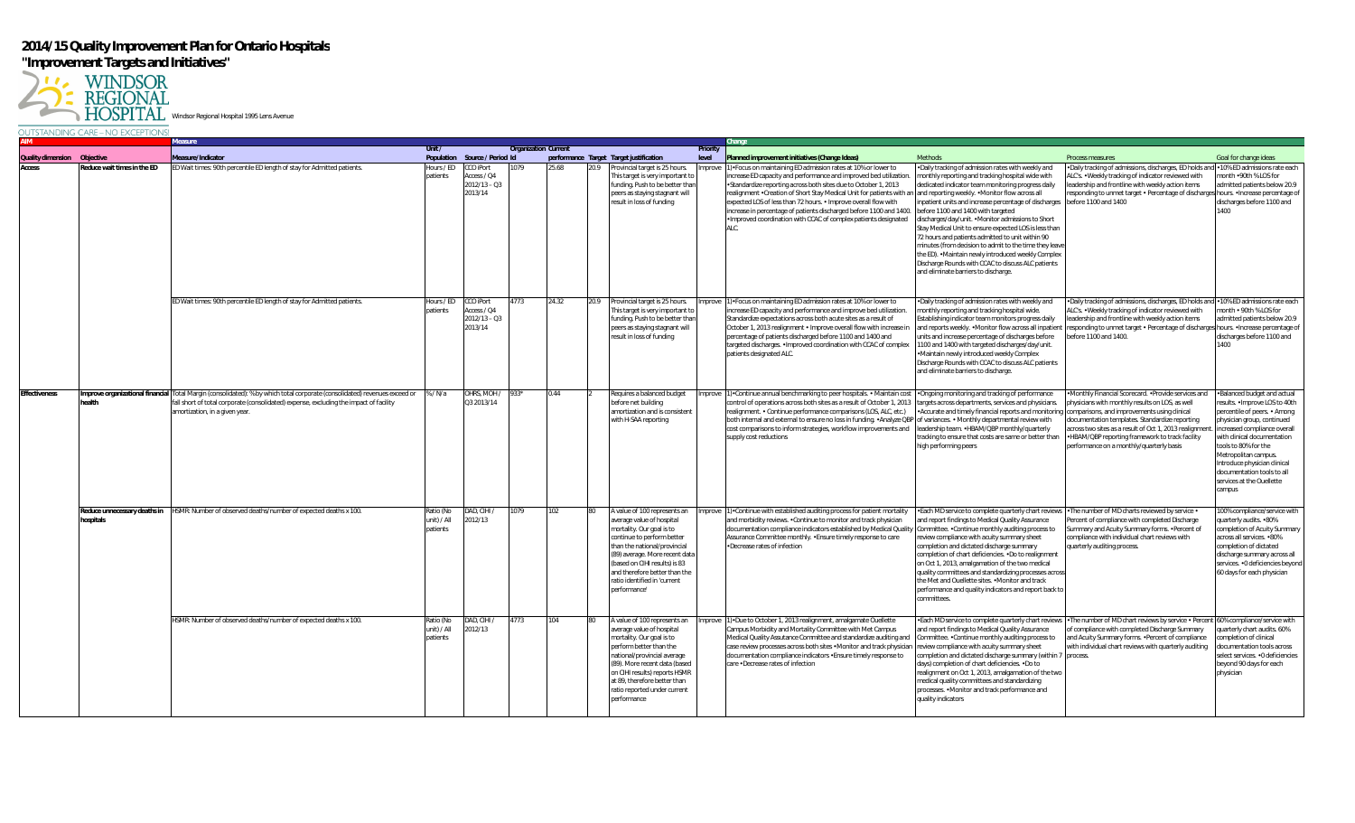# 2014/15 Quality Improvement Plan for Ontario Hospitals

## "Improvement Targets and Initiatives"

WINDSOR REGIONAL HOSPITAL Windsor Regional Hospital 1995 Lens Avenue

OUTSTANDING CARE – NO EXCEPTIONS!

| AIM | | Measure | | | | | | | | Change | | | | |
|---|---|---|---|---|---|---|---|---|---|---|---|---|---|---|
| Quality dimension | Objective | Measure/Indicator | Unit / Population | Source / Period | Organization Id | Current performance | Target | Target justification | Priority level | Planned improvement initiatives (Change Ideas) | Methods | Process measures | Goal for change ideas |
| Access | Reduce wait times in the ED | ED Wait times: 90th percentile ED length of stay for Admitted patients. | Hours / ED patients | CCO iPort Access / Q4 2012/13 – Q3 2013/14 | 1079 | 25.68 | 20.9 | Provincial target is 25 hours. This target is very important to funding. Push to be better than peers as staying stagnant will result in loss of funding | Improve | 1)•Focus on maintaining ED admission rates at 10% or lower to increase ED capacity and performance and improved bed utilization. •Standardize reporting across both sites due to October 1, 2013 realignment •Creation of Short Stay Medical Unit for patients with an expected LOS of less than 72 hours. • Improve overall flow with increase in percentage of patients discharged before 1100 and 1400. •Improved coordination with CCAC of complex patients designated ALC | •Daily tracking of admission rates with weekly and monthly reporting and tracking hospital wide with dedicated indicator team monitoring progress daily and reporting weekly. •Monitor flow across all inpatient units and increase percentage of discharges before 1100 and 1400 with targeted discharges/day/unit. •Monitor admissions to Short Stay Medical Unit to ensure expected LOS is less than 72 hours and patients admitted to unit within 90 minutes (from decision to admit to the time they leave the ED). •Maintain newly introduced weekly Complex Discharge Rounds with CCAC to discuss ALC patients and eliminate barriers to discharge. | •Daily tracking of admissions, discharges, ED holds and ALC's. •Weekly tracking of indicator reviewed with leadership and frontline with weekly action items responding to unmet target • Percentage of discharges before 1100 and 1400 | •10% ED admissions rate each month •90th % LOS for admitted patients below 20.9 hours. •Increase percentage of discharges before 1100 and 1400 |
| | | ED Wait times: 90th percentile ED length of stay for Admitted patients. | Hours / ED patients | CCO iPort Access / Q4 2012/13 – Q3 2013/14 | 4773 | 24.32 | 20.9 | Provincial target is 25 hours. This target is very important to funding. Push to be better than peers as staying stagnant will result in loss of funding | Improve | 1)•Focus on maintaining ED admission rates at 10% or lower to increase ED capacity and performance and improve bed utilization. Standardize expectations across both acute sites as a result of October 1, 2013 realignment • Improve overall flow with increase in percentage of patients discharged before 1100 and 1400 and targeted discharges. •Improved coordination with CCAC of complex patients designated ALC | •Daily tracking of admission rates with weekly and monthly reporting and tracking hospital wide. Establishing indicator team monitors progress daily and reports weekly. •Monitor flow across all inpatient units and increase percentage of discharges before 1100 and 1400 with targeted discharges/day/unit. •Maintain newly introduced weekly Complex Discharge Rounds with CCAC to discuss ALC patients and eliminate barriers to discharge. | •Daily tracking of admissions, discharges, ED holds and ALC's. •Weekly tracking of indicator reviewed with leadership and frontline with weekly action items responding to unmet target • Percentage of discharges before 1100 and 1400. | •10% ED admissions rate each month • 90th % LOS for admitted patients below 20.9 hours. •Increase percentage of discharges before 1100 and 1400 |
| Effectiveness | Improve organizational financial health | Total Margin (consolidated): % by which total corporate (consolidated) revenues exceed or fall short of total corporate (consolidated) expense, excluding the impact of facility amortization, in a given year. | % / N/a | OHRS, MOH / Q3 2013/14 | 933* | 0.44 | 2 | Requires a balanced budget before net building amortization and is consistent with H-SAA reporting | Improve | 1)•Continue annual benchmarking to peer hospitals. • Maintain cost control of operations across both sites as a result of October 1, 2013 realignment. • Continue performance comparisons (LOS, ALC, etc.) both internal and external to ensure no loss in funding. •Analyze QBP cost comparisons to inform strategies, workflow improvements and supply cost reductions | •Ongoing monitoring and tracking of performance targets across departments, services and physicians. •Accurate and timely financial reports and monitoring of variances. • Monthly departmental review with leadership team. •HBAM/QBP monthly/quarterly tracking to ensure that costs are same or better than high performing peers | •Monthly Financial Scorecard. •Provide services and physicians with monthly results on LOS, as well comparisons, and improvements using clinical documentation templates. Standardize reporting across two sites as a result of Oct 1, 2013 realignment. •HBAM/QBP reporting framework to track facility performance on a monthly/quarterly basis | •Balanced budget and actual results. •Improve LOS to 40th percentile of peers. • Among physician group, continued increased compliance overall with clinical documentation tools to 80% for the Metropolitan campus. Introduce physician clinical documentation tools to all services at the Ouellette campus |
| | Reduce unnecessary deaths in hospitals | HSMR: Number of observed deaths/number of expected deaths x 100. | Ratio (No unit) / All patients | DAD, CIHI / 2012/13 | 1079 | 102 | 80 | A value of 100 represents an average value of hospital mortality. Our goal is to continue to perform better than the national/provincial (89) average. More recent data (based on CIHI results) is 83 and therefore better than the ratio identified in 'current performance' | Improve | 1)•Continue with established auditing process for patient mortality and morbidity reviews. •Continue to monitor and track physician documentation compliance indicators established by Medical Quality Assurance Committee monthly. •Ensure timely response to care •Decrease rates of infection | •Each MD service to complete quarterly chart reviews and report findings to Medical Quality Assurance Committee. •Continue monthly auditing process to review compliance with acuity summary sheet completion and dictated discharge summary completion of chart deficiencies. •Do to realignment on Oct 1, 2013, amalgamation of the two medical quality committees and standardizing processes across the Met and Ouellette sites. •Monitor and track performance and quality indicators and report back to committees. | •The number of MD charts reviewed by service • Percent of compliance with completed Discharge Summary and Acuity Summary forms. •Percent of compliance with individual chart reviews with quarterly auditing process. | 100% compliance/service with quarterly audits. •80% completion of Acuity Summary across all services. •80% completion of dictated discharge summary across all services. •0 deficiencies beyond 60 days for each physician |
| | | HSMR: Number of observed deaths/number of expected deaths x 100. | Ratio (No unit) / All patients | DAD, CIHI / 2012/13 | 4773 | 104 | 80 | A value of 100 represents an average value of hospital mortality. Our goal is to perform better than the national/provincial average (89). More recent data (based on CIHI results) reports HSMR at 89, therefore better than ratio reported under current performance | Improve | 1)•Due to October 1, 2013 realignment, amalgamate Ouellette Campus Morbidity and Mortality Committee with Met Campus Medical Quality Assurance Committee and standardize auditing and case review processes across both sites •Monitor and track physician documentation compliance indicators •Ensure timely response to care •Decrease rates of infection | •Each MD service to complete quarterly chart reviews and report findings to Medical Quality Assurance Committee. •Continue monthly auditing process to review compliance with acuity summary sheet completion and dictated discharge summary (within 7 days) completion of chart deficiencies. •Do to realignment on Oct 1, 2013, amalgamation of the two medical quality committees and standardizing processes. •Monitor and track performance and quality indicators | •The number of MD chart reviews by service • Percent of compliance with completed Discharge Summary and Acuity Summary forms. •Percent of compliance with individual chart reviews with quarterly auditing process. | 60% compliance/service with quarterly chart audits. 60% completion of clinical documentation tools across select services. •0 deficiencies beyond 90 days for each physician |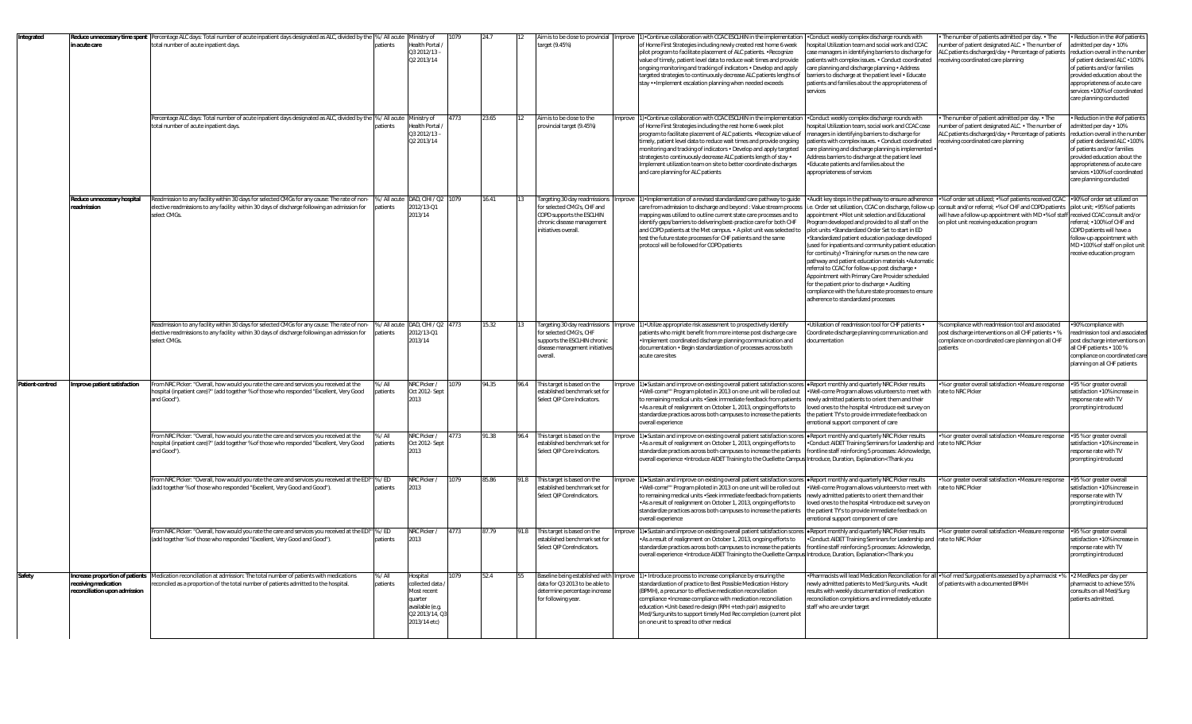| | | | | | | | | | | | | | |
|---|---|---|---|---|---|---|---|---|---|---|---|---|---|
| Integrated | Reduce unnecessary time spent in acute care | Percentage ALC days: Total number of acute inpatient days designated as ALC, divided by the total number of acute inpatient days. | % / All acute patients | Ministry of Health Portal / Q3 2012/13 – Q2 2013/14 | 1079 | 24.7 | 12 | Aim is to be close to provincial target (9.45%) | Improve | 1)•Continue collaboration with CCAC ESCLHIN in the implementation of Home First Strategies including newly created rest home 6 week pilot program to facilitate placement of ALC patients. •Recognize value of timely, patient level data to reduce wait times and provide ongoing monitoring and tracking of indicators • Develop and apply targeted strategies to continuously decrease ALC patients lengths of stay ••Implement escalation planning when needed exceeds | •Conduct weekly complex discharge rounds with hospital Utilization team and social work and CCAC case managers in identifying barriers to discharge for patients with complex issues. • Conduct coordinated care planning and discharge planning • Address barriers to discharge at the patient level • Educate patients and families about the appropriateness of services | • The number of patients admitted per day. • The number of patient designated ALC. • The number of ALC patients discharged/day • Percentage of patients receiving coordinated care planning | • Reduction in the # of patients admitted per day • 10% reduction overall in the number of patient declared ALC •100% of patients and/or families provided education about the appropriateness of acute care services •100% of coordinated care planning conducted |
| | | Percentage ALC days: Total number of acute inpatient days designated as ALC, divided by the total number of acute inpatient days. | % / All acute patients | Ministry of Health Portal / Q3 2012/13 – Q2 2013/14 | 4773 | 23.65 | 12 | Aim is to be close to the provincial target (9.45%) | Improve | 1)•Continue collaboration with CCAC ESCLHIN in the implementation of Home First Strategies including the rest home 6 week pilot program to facilitate placement of ALC patients. •Recognize value of timely, patient level data to reduce wait times and provide ongoing monitoring and tracking of indicators • Develop and apply targeted strategies to continuously decrease ALC patients length of stay • Implement utilization team on site to better coordinate discharges and care planning for ALC patients | •Conduct weekly complex discharge rounds with hospital Utilization team, social work and CCAC case managers in identifying barriers to discharge for patients with complex issues. • Conduct coordinated care planning and discharge planning is implemented • Address barriers to discharge at the patient level •Educate patients and families about the appropriateness of services | • The number of patient admitted per day. • The number of patient designated ALC. • The number of ALC patients discharged/day • Percentage of patients receiving coordinated care planning | • Reduction in the # of patients admitted per day • 10% reduction overall in the number of patient declared ALC •100% of patients and/or families provided education about the appropriateness of acute care services •100% of coordinated care planning conducted |
| | Reduce unnecessary hospital readmission | Readmission to any facility within 30 days for selected CMGs for any cause: The rate of non-elective readmissions to any facility within 30 days of discharge following an admission for select CMGs. | % / All acute patients | DAD, CIHI / Q2 2012/13-Q1 2013/14 | 1079 | 16.41 | 13 | Targeting 30 day readmissions for selected CMG's, CHF and COPD supports the ESCLHIN chronic disease management initiatives overall. | Improve | 1)•Implementation of a revised standardized care pathway to guide care from admission to discharge and beyond : Value stream process mapping was utilized to outline current state care processes and to identify gaps/barriers to delivering best-practice care for both CHF and COPD patients at the Met campus. • A pilot unit was selected to test the future state processes for CHF patients and the same protocol will be followed for COPD patients | •Audit key steps in the pathway to ensure adherence i.e. Order set utilization, CCAC on discharge, follow-up appointment. •Pilot unit selection and Educational Program developed and provided to all staff on the pilot units •Standardized Order Set to start in ED •Standardized patient education package developed (used for inpatients and community patient education for continuity) •Training for nurses on the new care pathway and patient education materials •Automatic referral to CCAC for follow-up post discharge • Appointment with Primary Care Provider scheduled for the patient prior to discharge • Auditing compliance with the future state processes to ensure adherence to standardized processes | •% of order set utilized; •% of patients received CCAC consult and/or referral; •% of CHF and COPD patients will have a follow-up appointment with MD •% of staff on pilot unit receiving education program | •90% of order set utilized on pilot unit; •95% of patients received CCAC consult and/or referral; •100% of CHF and COPD patients will have a follow-up appointment with MD •100% of staff on pilot unit receive education program |
| | | Readmission to any facility within 30 days for selected CMGs for any cause: The rate of non-elective readmissions to any facility within 30 days of discharge following an admission for select CMGs. | % / All acute patients | DAD, CIHI / Q2 2012/13-Q1 2013/14 | 4773 | 15.32 | 13 | Targeting 30 day readmissions for selected CMG's, CHF supports the ESCLHIN chronic disease management initiatives overall. | Improve | 1)•Utilize appropriate risk assessment to prospectively identify patients who might benefit from more intense post discharge care •Implement coordinated discharge planning communication and documentation • Begin standardization of processes across both acute care sites | •Utilization of readmission tool for CHF patients • Coordinate discharge planning communication and documentation | %compliance with readmission tool and associated post discharge interventions on all CHF patients • % compliance on coordinated care planning on all CHF patients | •90% compliance with readmission tool and associated post discharge interventions on all CHF patients • 100 % compliance on coordinated care planning on all CHF patients |
| Patient-centred | Improve patient satisfaction | From NRC Picker: "Overall, how would you rate the care and services you received at the hospital (inpatient care)?" (add together % of those who responded "Excellent, Very Good and Good"). | % / All patients | NRC Picker / Oct 2012- Sept 2013 | 1079 | 94.35 | 96.4 | This target is based on the established benchmark set for Select QIP Core Indicators. | Improve | 1)• Sustain and improve on existing overall patient satisfaction scores •Well-come™ Program piloted in 2013 on one unit will be rolled out to remaining medical units •Seek immediate feedback from patients •As a result of realignment on October 1, 2013, ongoing efforts to standardize practices across both campuses to increase the patients overall experience | • Report monthly and quarterly NRC Picker results •Well-come Program allows volunteers to meet with newly admitted patients to orient them and their loved ones to the hospital •Introduce exit survey on the patient TV's to provide immediate feedback on emotional support component of care | •% or greater overall satisfaction •Measure response rate to NRC Picker | •95 % or greater overall satisfaction •10% increase in response rate with TV prompting introduced |
| | | From NRC Picker: "Overall, how would you rate the care and services you received at the hospital (inpatient care)?" (add together % of those who responded "Excellent, Very Good and Good"). | % / All patients | NRC Picker / Oct 2012- Sept 2013 | 4773 | 91.38 | 96.4 | This target is based on the established benchmark set for Select QIP Core Indicators. | Improve | 1)• Sustain and improve on existing overall patient satisfaction scores •As a result of realignment on October 1, 2013, ongoing efforts to standardize practices across both campuses to increase the patients overall experience •Introduce AIDET Training to the Ouellette Campus | • Report monthly and quarterly NRC Picker results •Conduct AIDET Training Seminars for Leadership and frontline staff reinforcing 5 processes: Acknowledge, Introduce, Duration, Explanation<Thank you | •% or greater overall satisfaction •Measure response rate to NRC Picker | •95 % or greater overall satisfaction •10% increase in response rate with TV prompting introduced |
| | | From NRC Picker: "Overall, how would you rate the care and services you received at the ED?" (add together % of those who responded "Excellent, Very Good and Good"). | % / ED patients | NRC Picker / 2013 | 1079 | 85.86 | 91.8 | This target is based on the established benchmark set for Select QIP CoreIndicators. | Improve | 1)• Sustain and improve on existing overall patient satisfaction scores •Well-come™ Program piloted in 2013 on one unit will be rolled out to remaining medical units •Seek immediate feedback from patients •As a result of realignment on October 1, 2013, ongoing efforts to standardize practices across both campuses to increase the patients overall experience | • Report monthly and quarterly NRC Picker results •Well-come Program allows volunteers to meet with newly admitted patients to orient them and their loved ones to the hospital •Introduce exit survey on the patient TV's to provide immediate feedback on emotional support component of care | •% or greater overall satisfaction •Measure response rate to NRC Picker | •95 % or greater overall satisfaction •10% increase in response rate with TV prompting introduced |
| | | From NRC Picker: "Overall, how would you rate the care and services you received at the ED?" (add together % of those who responded "Excellent, Very Good and Good"). | % / ED patients | NRC Picker / 2013 | 4773 | 87.79 | 91.8 | This target is based on the established benchmark set for Select QIP CoreIndicators. | Improve | 1)• Sustain and improve on existing overall patient satisfaction scores •As a result of realignment on October 1, 2013, ongoing efforts to standardize practices across both campuses to increase the patients overall experience •Introduce AIDET Training to the Ouellette Campus | • Report monthly and quarterly NRC Picker results •Conduct AIDET Training Seminars for Leadership and frontline staff reinforcing 5 processes: Acknowledge, Introduce, Duration, Explanation<Thank you | •% or greater overall satisfaction •Measure response rate to NRC Picker | •95 % or greater overall satisfaction •10% increase in response rate with TV prompting introduced |
| Safety | Increase proportion of patients receiving medication reconciliation upon admission | Medication reconciliation at admission: The total number of patients with medications reconciled as a proportion of the total number of patients admitted to the hospital. | % / All patients | Hospital collected data / Most recent quarter available (e.g. Q2 2013/14, Q3 2013/14 etc) | 1079 | 52.4 | 55 | Baseline being established with data for Q3 2013 to be able to determine percentage increase for following year. | Improve | 1)• Introduce process to increase compliance by ensuring the standardization of practice to Best Possible Medication History (BPMH), a precursor to effective medication reconciliation compliance •Increase compliance with medication reconciliation education •Unit-based re-design (RPH +tech pair) assigned to Med/Surg units to support timely Med Rec completion (current pilot on one unit to spread to other medical | •Pharmacists will lead Medication Reconciliation for all newly admitted patients to Med/Surg units. •Audit results with weekly documentation of medication reconciliation completions and immediately educate staff who are under target | •% of med Surg patients assessed by a pharmacist •% of patients with a documented BPMH | •2 MedRecs per day per pharmacist to achieve 55% consults on all Med/Surg patients admitted. |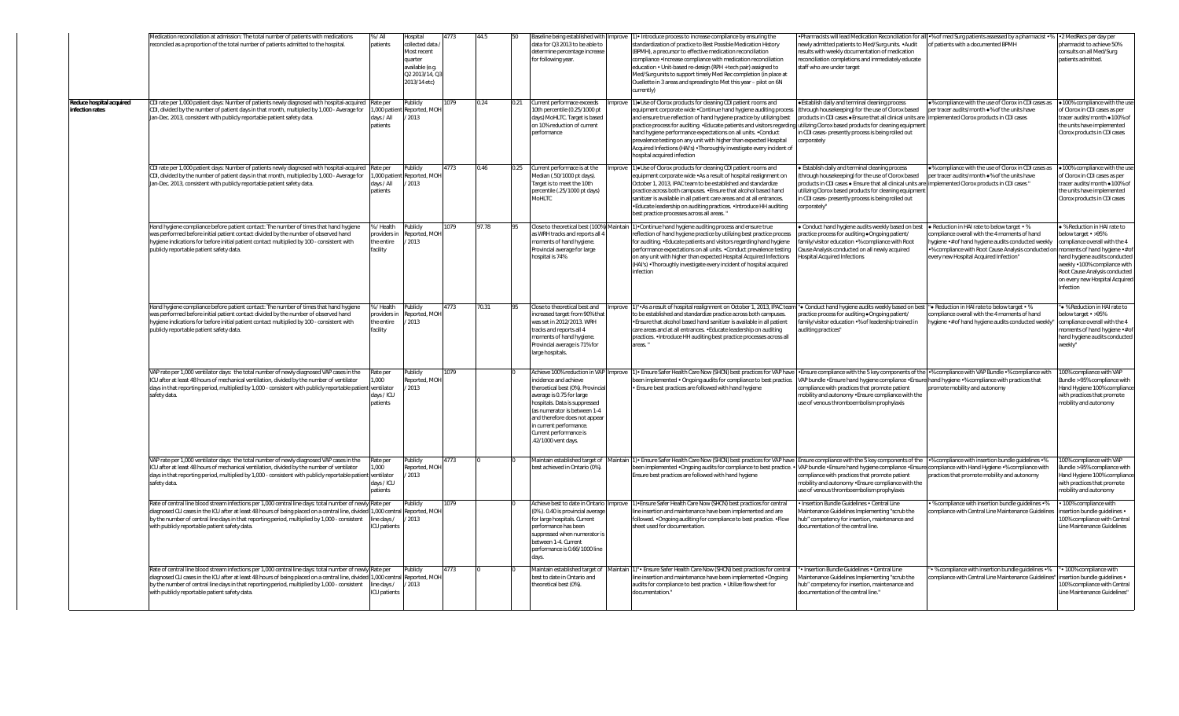| | | | | | | | | | | | | | |
|---|---|---|---|---|---|---|---|---|---|---|---|---|---|
| | Medication reconciliation at admission: The total number of patients with medications reconciled as a proportion of the total number of patients admitted to the hospital. | % / All patients | Hospital collected data / Most recent quarter available (e.g. Q2 2013/14, Q3 2013/14 etc) | 4773 | 44.5 | 50 | Baseline being established with data for Q3 2013 to be able to determine percentage increase for following year. | Improve | 1)• Introduce process to increase compliance by ensuring the standardization of practice to Best Possible Medication History (BPMH), a precursor to effective medication reconciliation compliance •Increase compliance with medication reconciliation education • Unit-based re-design (RPH +tech pair) assigned to Med/Surg units to support timely Med Rec completion (in place at Ouellette in 3 areas and spreading to Met this year – pilot on 6N currently) | •Pharmacists will lead Medication Reconciliation for all newly admitted patients to Med/Surg units. • Audit results with weekly documentation of medication reconciliation completions and immediately educate staff who are under target | •% of med Surg patients assessed by a pharmacist •% of patients with a documented BPMH | •2 MedRecs per day per pharmacist to achieve 50% consults on all Med/Surg patients admitted. |
| Reduce hospital acquired infection rates | CDI rate per 1,000 patient days: Number of patients newly diagnosed with hospital-acquired CDI, divided by the number of patient days in that month, multiplied by 1,000 - Average for Jan-Dec. 2013, consistent with publicly reportable patient safety data. | Rate per 1,000 patient days / All patients | Publicly Reported, MOH / 2013 | 1079 | 0.24 | 0.21 | Current performace exceeds 10th percentile (0.25/1000 pt days) MoHLTC. Target is based on 10% reduction of current performance | Improve | 1)•Use of Clorox products for cleaning CDI patient rooms and equipment corporate wide •Continue hand hygiene auditing process and ensure true reflection of hand hygiene practice by utilizing best practice process for auditing. •Educate patients and visitors regarding hand hygiene performance expectations on all units. •Conduct prevalence testing on any unit with higher than expected Hospital Acquired Infections (HAI's) •Thoroughly investigate every incident of hospital acquired infection | •Establish daily and terminal cleaning process (through housekeeping) for the use of Clorox based products in CDI cases •Ensure that all clinical units are utilizing Clorox based products for cleaning equipment in CDI cases- presently process is being rolled out corporately | •% compliance with the use of Clorox in CDI cases as per tracer audits/month •% of the units have implemented Clorox products in CDI cases | •100% compliance with the use of Clorox in CDI cases as per tracer audits/month •100% of the units have implemented Clorox products in CDI cases |
| | CDI rate per 1,000 patient days: Number of patients newly diagnosed with hospital-acquired CDI, divided by the number of patient days in that month, multiplied by 1,000 - Average for Jan-Dec. 2013, consistent with publicly reportable patient safety data. | Rate per 1,000 patient days / All patients | Publicly Reported, MOH / 2013 | 4773 | 0.46 | 0.25 | Current performance is at the Median (.50/1000 pt days). Target is to meet the 10th percentile (.25/1000 pt days) MoHLTC | Improve | 1)•Use of Clorox products for cleaning CDI patient rooms and equipment corporate wide •As a result of hospital realignment on October 1, 2013, IPAC team to be established and standardize practice across both campuses. •Ensure that alcohol based hand sanitizer is available in all patient care areas and at all entrances. •Educate leadership on auditing practices. •Introduce HH auditing best practice processes across all areas. " | • Establish daily and terminal cleaning process (through housekeeping) for the use of Clorox based products in CDI cases • Ensure that all clinical units are utilizing Clorox based products for cleaning equipment in CDI cases- presently process is being rolled out corporately" | •% compliance with the use of Clorox in CDI cases as per tracer audits/month •% of the units have implemented Clorox products in CDI cases " | •100% compliance with the use of Clorox in CDI cases as per tracer audits/month •100% of the units have implemented Clorox products in CDI cases |
| | Hand hygiene compliance before patient contact: The number of times that hand hygiene was performed before initial patient contact divided by the number of observed hand hygiene indications for before initial patient contact multiplied by 100 - consistent with publicly reportable patient safety data. | % / Health providers in the entire facility | Publicly Reported, MOH / 2013 | 1079 | 97.78 | 95 | Close to theoretical best (100%) as WRH tracks and reports all 4 moments of hand hygiene. Provincial average for large hospital is 74% | Maintain | 1)•Continue hand hygiene auditing process and ensure true reflection of hand hygiene practice by utilizing best practice process for auditing. •Educate patients and visitors regarding hand hygiene performance expectations on all units. •Conduct prevalence testing on any unit with higher than expected Hospital Acquired Infections (HAI's) •Thoroughly investigate every incident of hospital acquired infection | • Conduct hand hygiene audits weekly based on best practice process for auditing •Ongoing patient/ family/visitor education •% compliance with Root Cause Analysis conducted on all newly acquired Hospital Acquired Infections | • Reduction in HAI rate to below target • % compliance overall with the 4 moments of hand hygiene •# of hand hygiene audits conducted weekly •% compliance with Root Cause Analysis conducted on every new Hospital Acquired Infection" | • % Reduction in HAI rate to below target • >95% compliance overall with the 4 moments of hand hygiene •# of hand hygiene audits conducted weekly •100% compliance with Root Cause Analysis conducted on every new Hospital Acquired Infection |
| | Hand hygiene compliance before patient contact: The number of times that hand hygiene was performed before initial patient contact divided by the number of observed hand hygiene indications for before initial patient contact multiplied by 100 - consistent with publicly reportable patient safety data. | % / Health providers in the entire facility | Publicly Reported, MOH / 2013 | 4773 | 70.31 | 95 | Close to theoretical best and increased target from 90% that was set in 2012/2013. WRH tracks and reports all 4 moments of hand hygiene. Provincial average is 71% for large hospitals. | Improve | 1)"•As a result of hospital realignment on October 1, 2013, IPAC team to be established and standardize practice across both campuses. •Ensure that alcohol based hand sanitizer is available in all patient care areas and at all entrances. •Educate leadership on auditing practices. •Introduce HH auditing best practice processes across all areas. " | "• Conduct hand hygiene audits weekly based on best practice process for auditing •Ongoing patient/ family/visitor education •% of leadership trained in auditing practices" | "• Reduction in HAI rate to below target • % compliance overall with the 4 moments of hand hygiene •# of hand hygiene audits conducted weekly" | "• % Reduction in HAI rate to below target • >95% compliance overall with the 4 moments of hand hygiene •# of hand hygiene audits conducted weekly" |
| | VAP rate per 1,000 ventilator days: the total number of newly diagnosed VAP cases in the ICU after at least 48 hours of mechanical ventilation, divided by the number of ventilator days in that reporting period, multiplied by 1,000 - consistent with publicly reportable patient safety data. | Rate per 1,000 ventilator days / ICU patients | Publicly Reported, MOH / 2013 | 1079 | | 0 | Achieve 100% reduction in VAP incidence and achieve theoretical best (0%). Provincial average is 0.75 for large hospitals. Data is suppressed (as numerator is between 1-4 and therefore does not appear in current performance. Current performance is .42/1000 vent days. | Improve | 1)• Ensure Safer Health Care Now (SHCN) best practices for VAP have been implemented • Ongoing audits for compliance to best practice. • Ensure best practices are followed with hand hygiene | •Ensure compliance with the 5 key components of the VAP bundle •Ensure hand hygiene compliance •Ensure compliance with practices that promote patient mobility and autonomy •Ensure compliance with the use of venous thromboembolism prophylaxis | •% compliance with VAP Bundle •% compliance with hand hygiene •% compliance with practices that promote mobility and autonomy | 100% compliance with VAP Bundle >95% compliance with Hand Hygiene 100% compliance with practices that promote mobility and autonomy |
| | VAP rate per 1,000 ventilator days: the total number of newly diagnosed VAP cases in the ICU after at least 48 hours of mechanical ventilation, divided by the number of ventilator days in that reporting period, multiplied by 1,000 - consistent with publicly reportable patient safety data. | Rate per 1,000 ventilator days / ICU patients | Publicly Reported, MOH / 2013 | 4773 | 0 | 0 | Maintain established target of best achieved in Ontario (0%). | Maintain | 1)• Ensure Safer Health Care Now (SHCN) best practices for VAP have been implemented •Ongoing audits for compliance to best practice. • Ensure best practices are followed with hand hygiene | Ensure compliance with the 5 key components of the VAP bundle •Ensure hand hygiene compliance •Ensure compliance with practices that promote patient mobility and autonomy •Ensure compliance with the use of venous thromboembolism prophylaxis | •% compliance with insertion bundle guidelines •% compliance with Hand Hygiene •% compliance with practices that promote mobility and autonomy | 100% compliance with VAP Bundle >95% compliance with Hand Hygiene 100% compliance with practices that promote mobility and autonomy |
| | Rate of central line blood stream infections per 1,000 central line days: total number of newly diagnosed CLI cases in the ICU after at least 48 hours of being placed on a central line, divided by the number of central line days in that reporting period, multiplied by 1,000 - consistent with publicly reportable patient safety data. | Rate per 1,000 central line days / ICU patients | Publicly Reported, MOH / 2013 | 1079 | | 0 | Achieve best to date in Ontario (0%). 0.40 is provincial average for large hospitals. Current performance has been suppressed when numerator is between 1-4. Current performance is 0.66/1000 line days. | Improve | 1)•Ensure Safer Health Care Now (SHCN) best practices for central line insertion and maintenance have been implemented and are followed. •Ongoing audits for compliance to best practice. •Flow sheet used for documentation. | • Insertion Bundle Guidelines • Central Line Maintenance Guidelines Implementing "scrub the hub" competency for insertion, maintenance and documentation of the central line. | • % compliance with insertion bundle guidelines •% compliance with Central Line Maintenance Guidelines | • 100% compliance with insertion bundle guidelines • 100% compliance with Central Line Maintenance Guidelines |
| | Rate of central line blood stream infections per 1,000 central line days: total number of newly diagnosed CLI cases in the ICU after at least 48 hours of being placed on a central line, divided by the number of central line days in that reporting period, multiplied by 1,000 - consistent with publicly reportable patient safety data. | Rate per 1,000 central line days / ICU patients | Publicly Reported, MOH / 2013 | 4773 | 0 | 0 | Maintain established target of best to date in Ontario and theoretical best (0%). | Maintain | 1)"• Ensure Safer Health Care Now (SHCN) best practices for central line insertion and maintenance have been implemented •Ongoing audits for compliance to best practice. • Utilize flow sheet for documentation." | "• Insertion Bundle Guidelines • Central Line Maintenance Guidelines Implementing "scrub the hub" competency for insertion, maintenance and documentation of the central line." | "• % compliance with insertion bundle guidelines •% compliance with Central Line Maintenance Guidelines" | "• 100% compliance with insertion bundle guidelines • 100% compliance with Central Line Maintenance Guidelines" |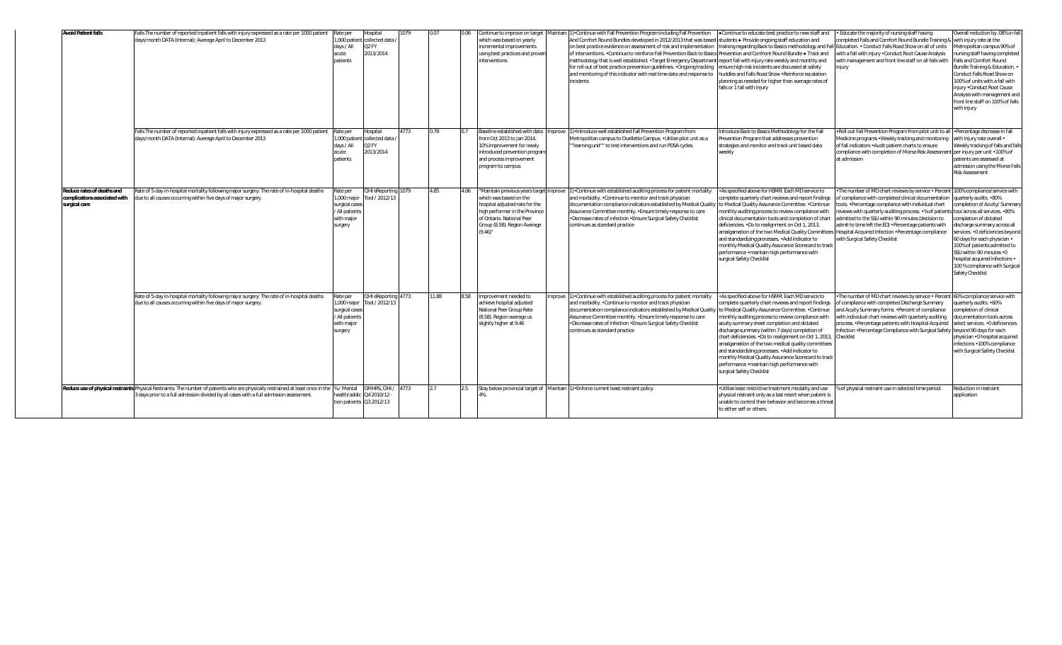| | | | | | | | | | | | | | |
|---|---|---|---|---|---|---|---|---|---|---|---|---|---|
| Avoid Patient falls | Falls The number of reported inpatient falls with injury expressed as a rate per 1000 patient days/month DATA (Internal): Average April to December 2013 | Rate per 1,000 patient days / All acute patients | Hospital collected data / Q2 FY 2013/2014 | 1079 | 0.07 | 0.06 | Continue to improve on target which was based on yearly incremental improvements using best practices and proven interventions | Maintain | 1)•Continue with Fall Prevention Program including Fall Prevention And Comfort Round Bundles developed in 2012/2013 that was based on best practice evidence on assessment of risk and implementation of interventions. •Continue to reinforce Fall Prevention Back to Basics methodology that is well established. •Target Emergency Department for roll out of best practice prevention guidelines. •Ongoing tracking and monitoring of this indicator with real time data and response to incidents | •Continue to educate best practice to new staff and students • Provide ongoing staff education and training regarding Back to Basics methodology and Fall Prevention and Confront Round Bundle • Track and report fall with injury rate weekly and monthly and ensure high risk incidents are discussed at safety huddles and Falls Road Show •Reinforce escalation planning as needed for higher than average rates of falls or 1 fall with injury | • Educate the majority of nursing staff having completed Falls and Comfort Round Bundle Training & Education. • Conduct Falls Road Show on all of units with a fall with injury •Conduct Root Cause Analysis with management and front line staff on all falls with injury | Overall reduction by .08% in fall with injury rate at the Metropolitan campus 90% of nursing staff having completed Falls and Comfort Round Bundle Training & Education. • Conduct Falls Road Show on 100% of units with a fall with injury •Conduct Root Cause Analysis with management and front line staff on 100% of falls with injury |
| | Falls The number of reported inpatient falls with injury expressed as a rate per 1000 patient days/month DATA (Internal): Average April to December 2013 | Rate per 1,000 patient days / All acute patients | Hospital collected data / Q2 FY 2013/2014 | 4773 | 0.79 | 0.7 | Baseline established with data from Oct 2013 to Jan 2014. 10% improvement for newly introduced prevention program and process improvement program to campus. | Improve | 1)•Introduce well established Fall Prevention Program from Metropolitan campus to Ouellette Campus. •Utilize pilot unit as a ""learning unit"" to test interventions and run PDSA cycles. | Introduce Back to Basics Methodology for the Fall Prevention Program that addresses prevention strategies and monitor and track unit based data weekly | •Roll out Fall Prevention Program from pilot unit to all Medicine programs •Weekly tracking and monitoring of fall indicators •Audit patient charts to ensure compliance with completion of Morse Risk Assessment at admission | •Percentage decrease in fall with injury rate overall • Weekly tracking of falls and falls per injury per unit •100% of patients are assessed at admission using the Morse Falls Risk Assessment |
| Reduce rates of deaths and complications associated with surgical care | Rate of 5-day in-hospital mortality following major surgery: The rate of in-hospital deaths due to all causes occurring within five days of major surgery. | Rate per 1,000 major surgical cases / All patients with major surgery | CIHI eReporting Tool / 2012/13 | 1079 | 4.85 | 4.06 | "Maintain previous years target which was based on the hospital adjusted rate for the high performer in the Province of Ontario. National Peer Group (8.58), Region Average (9.46)" | Improve | 1)•Continue with established auditing process for patient mortality and morbidity. •Continue to monitor and track physician documentation compliance indicators established by Medical Quality Assurance Committee monthly. •Ensure timely response to care •Decrease rates of infection •Ensure Surgical Safety Checklist continues as standard practice | •As specified above for HSMR: Each MD service to complete quarterly chart reviews and report findings to Medical Quality Assurance Committee. •Continue monthly auditing process to review compliance with clinical documentation tools and completion of chart deficiencies. •Do to realignment on Oct 1, 2013, amalgamation of the two Medical Quality Committees and standardizing processes. •Add indicator to monthly Medical Quality Assurance Scorecard to track performance •maintain high performance with surgical Safety Checklist | •The number of MD chart reviews by service • Percent of compliance with completed clinical documentation tools. •Percentage compliance with individual chart reviews with quarterly auditing process. •% of patients admitted to the SSU within 90 minutes (decision to admit to time left the ED) •Percentage patients with Hospital Acquired Infection •Percentage compliance with Surgical Safety Checklist | 100% compliance/service with quarterly audits. •80% completion of Acuity/ Summary tool across all services. •80% completion of dictated discharge summary across all services. •0 deficiencies beyond 60 days for each physician • 100% of patients admitted to SSU within 90 minutes •0 hospital acquired infections • 100 % compliance with Surgical Safety Checklist |
| | Rate of 5-day in-hospital mortality following major surgery: The rate of in-hospital deaths due to all causes occurring within five days of major surgery. | Rate per 1,000 major surgical cases / All patients with major surgery | CIHI eReporting Tool / 2012/13 | 4773 | 11.88 | 8.58 | Improvement needed to achieve hospital adjusted National Peer Group Rate (8.58). Region average us slightly higher at 9.46 | Improve | 1)•Continue with established auditing process for patient mortality and morbidity. •Continue to monitor and track physician documentation compliance indicators established by Medical Quality Assurance Committee monthly. •Ensure timely response to care •Decrease rates of infection •Ensure Surgical Safety Checklist continues as standard practice | •As specified above for HSMR: Each MD service to complete quarterly chart reviews and report findings to Medical Quality Assurance Committee. •Continue monthly auditing process to review compliance with acuity summary sheet completion and dictated discharge summary (within 7 days) completion of chart deficiencies. •Do to realignment on Oct 1, 2013, amalgamation of the two medical quality committees and standardizing processes. •Add indicator to monthly Medical Quality Assurance Scorecard to track performance •maintain high performance with surgical Safety Checklist | •The number of MD chart reviews by service • Percent of compliance with completed Discharge Summary and Acuity Summary forms. •Percent of compliance with individual chart reviews with quarterly auditing process. •Percentage patients with Hospital Acquired Infection •Percentage Compliance with Surgical Safety Checklist | 60% compliance/service with quarterly audits. •60% completion of clinical documentation tools across select services. •0 deficiencies beyond 90 days for each physician •0 hospital acquired infections •100% compliance with Surgical Safety Checklist |
| Reduce use of physical restraints | Physical Restraints: The number of patients who are physically restrained at least once in the 3 days prior to a full admission divided by all cases with a full admission assessment. | % / Mental health/addiction patients | OMHRS, CIHI / Q4 2010/12 - Q3 2012/13 | 4773 | 2.7 | 2.5 | Stay below provincial target of 4%. | Maintain | 1)•Enforce current least restraint policy | •Utilize least restrictive treatment modality and use physical restraint only as a last resort when patient is unable to control their behavior and becomes a threat to either self or others. | % of physical restraint use in selected time period. | Reduction in restraint application |